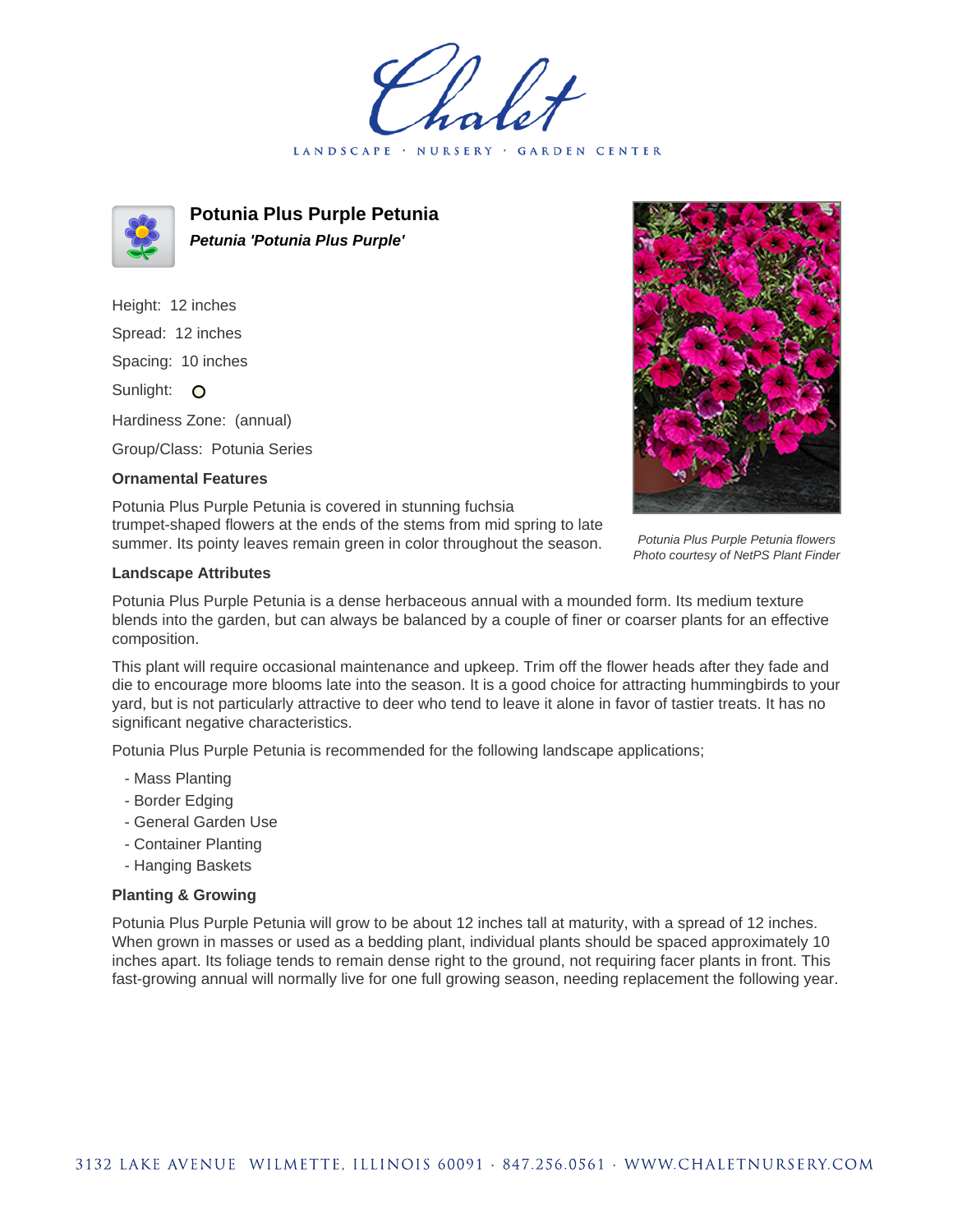# Potunia Plus Purple Petunia

***Petunia 'Potunia Plus Purple'***

Height: 12 inches

Spread: 12 inches

Spacing: 10 inches

Sunlight: O

Hardiness Zone: (annual)

Group/Class: Potunia Series

### Ornamental Features

Potunia Plus Purple Petunia is covered in stunning fuchsia trumpet-shaped flowers at the ends of the stems from mid spring to late summer. Its pointy leaves remain green in color throughout the season.

*Potunia Plus Purple Petunia flowers*
*Photo courtesy of NetPS Plant Finder*

### Landscape Attributes

Potunia Plus Purple Petunia is a dense herbaceous annual with a mounded form. Its medium texture blends into the garden, but can always be balanced by a couple of finer or coarser plants for an effective composition.

This plant will require occasional maintenance and upkeep. Trim off the flower heads after they fade and die to encourage more blooms late into the season. It is a good choice for attracting hummingbirds to your yard, but is not particularly attractive to deer who tend to leave it alone in favor of tastier treats. It has no significant negative characteristics.

Potunia Plus Purple Petunia is recommended for the following landscape applications;

- Mass Planting
- Border Edging
- General Garden Use
- Container Planting
- Hanging Baskets

### Planting & Growing

Potunia Plus Purple Petunia will grow to be about 12 inches tall at maturity, with a spread of 12 inches. When grown in masses or used as a bedding plant, individual plants should be spaced approximately 10 inches apart. Its foliage tends to remain dense right to the ground, not requiring facer plants in front. This fast-growing annual will normally live for one full growing season, needing replacement the following year.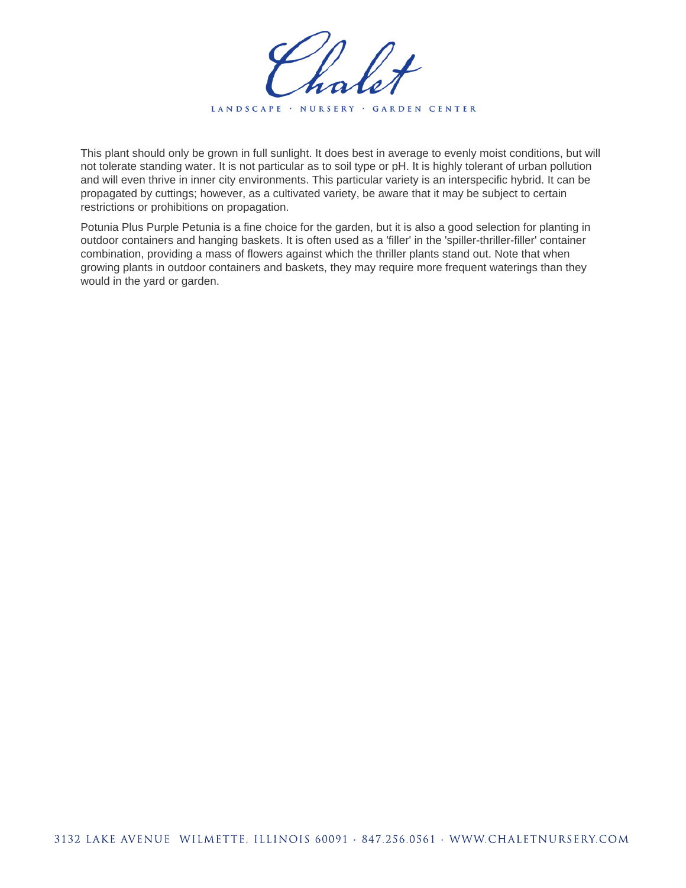This plant should only be grown in full sunlight. It does best in average to evenly moist conditions, but will not tolerate standing water. It is not particular as to soil type or pH. It is highly tolerant of urban pollution and will even thrive in inner city environments. This particular variety is an interspecific hybrid. It can be propagated by cuttings; however, as a cultivated variety, be aware that it may be subject to certain restrictions or prohibitions on propagation.

Potunia Plus Purple Petunia is a fine choice for the garden, but it is also a good selection for planting in outdoor containers and hanging baskets. It is often used as a 'filler' in the 'spiller-thriller-filler' container combination, providing a mass of flowers against which the thriller plants stand out. Note that when growing plants in outdoor containers and baskets, they may require more frequent waterings than they would in the yard or garden.